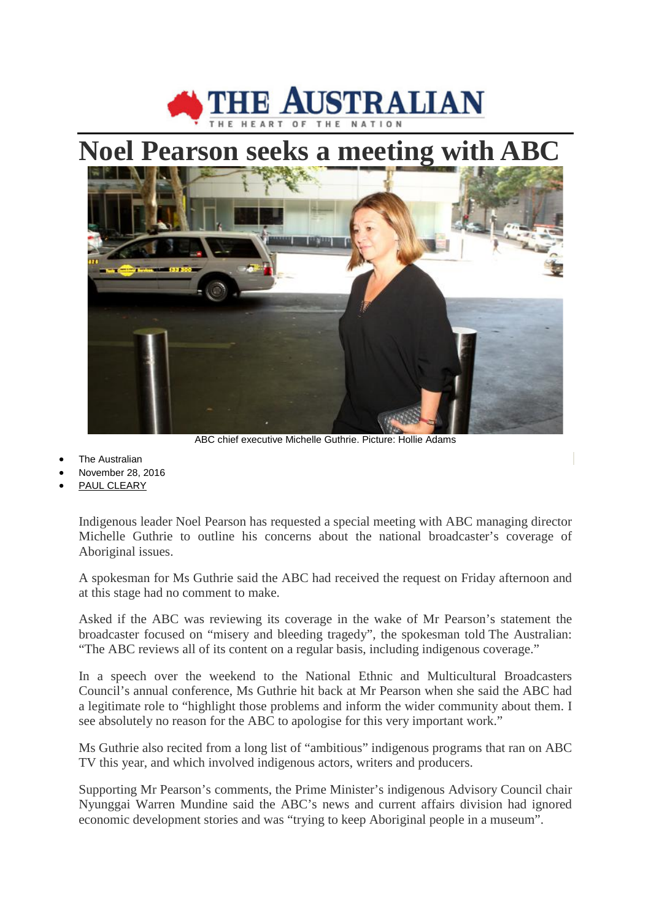# Noel Pearson seeks a meeting with ABC

ABC chief executive Michelle Guthrie. Picture: Hollie Adams

- The Australian
- November 28, 2016
- PAUL CLEARY

Indigenous leader Noel Pearson has requested a special meeting with ABC managing director Michelle Guthrie to outline his concerns about the national broadcaster's coverage of Aboriginal issues.

A spokesman for Ms Guthrie said the ABC had received the request on Friday afternoon and at this stage had no comment to make.

Asked if the ABC was reviewing its coverage in the wake of Mr Pearson's statement the broadcaster focused on "misery and bleeding tragedy", the spokesman told The Australian: "The ABC reviews all of its content on a regular basis, including indigenous coverage."

In a speech over the weekend to the National Ethnic and Multicultural Broadcasters Council's annual conference, Ms Guthrie hit back at Mr Pearson when she said the ABC had a legitimate role to "highlight those problems and inform the wider community about them. I see absolutely no reason for the ABC to apologise for this very important work."

Ms Guthrie also recited from a long list of "ambitious" indigenous programs that ran on ABC TV this year, and which involved indigenous actors, writers and producers.

Supporting Mr Pearson's comments, the Prime Minister's indigenous Advisory Council chair Nyunggai Warren Mundine said the ABC's news and current affairs division had ignored economic development stories and was "trying to keep Aboriginal people in a museum".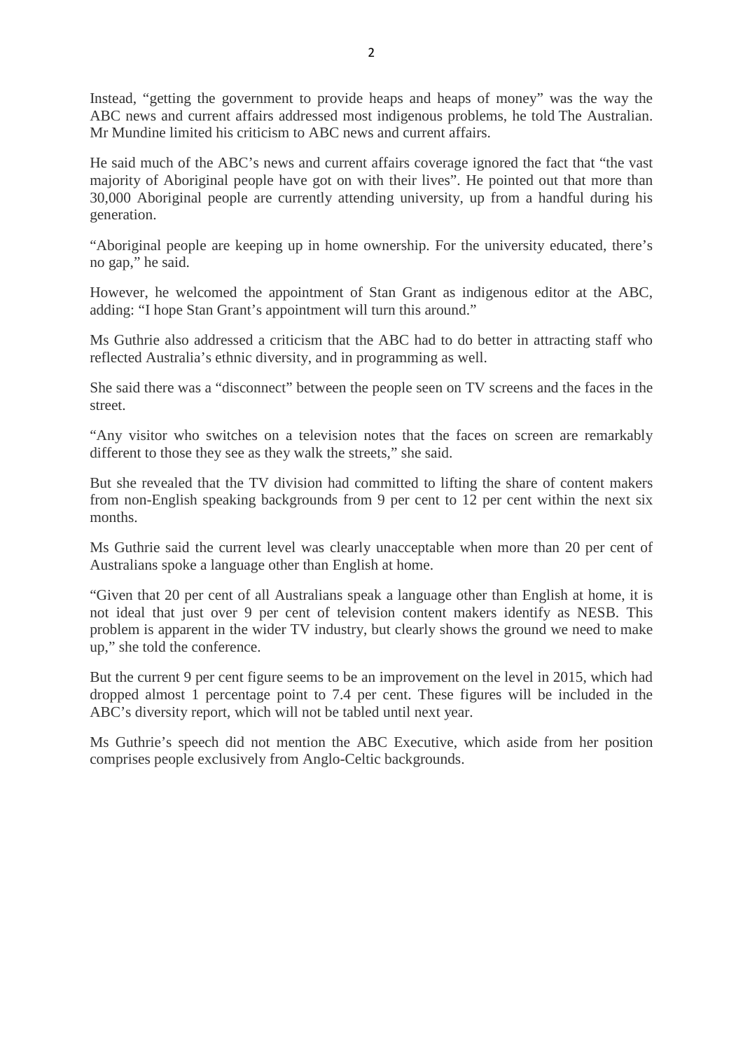Instead, “getting the government to provide heaps and heaps of money” was the way the ABC news and current affairs addressed most indigenous problems, he told The Australian. Mr Mundine limited his criticism to ABC news and current affairs.

He said much of the ABC’s news and current affairs coverage ignored the fact that “the vast majority of Aboriginal people have got on with their lives”. He pointed out that more than 30,000 Aboriginal people are currently attending university, up from a handful during his generation.

“Aboriginal people are keeping up in home ownership. For the university educated, there’s no gap,” he said.

However, he welcomed the appointment of Stan Grant as indigenous editor at the ABC, adding: “I hope Stan Grant’s appointment will turn this around.”

Ms Guthrie also addressed a criticism that the ABC had to do better in attracting staff who reflected Australia’s ethnic diversity, and in programming as well.

She said there was a “disconnect” between the people seen on TV screens and the faces in the street.

“Any visitor who switches on a television notes that the faces on screen are remarkably different to those they see as they walk the streets,” she said.

But she revealed that the TV division had committed to lifting the share of content makers from non-English speaking backgrounds from 9 per cent to 12 per cent within the next six months.

Ms Guthrie said the current level was clearly unacceptable when more than 20 per cent of Australians spoke a language other than English at home.

“Given that 20 per cent of all Australians speak a language other than English at home, it is not ideal that just over 9 per cent of television content makers identify as NESB. This problem is apparent in the wider TV industry, but clearly shows the ground we need to make up,” she told the conference.

But the current 9 per cent figure seems to be an improvement on the level in 2015, which had dropped almost 1 percentage point to 7.4 per cent. These figures will be included in the ABC’s diversity report, which will not be tabled until next year.

Ms Guthrie’s speech did not mention the ABC Executive, which aside from her position comprises people exclusively from Anglo-Celtic backgrounds.